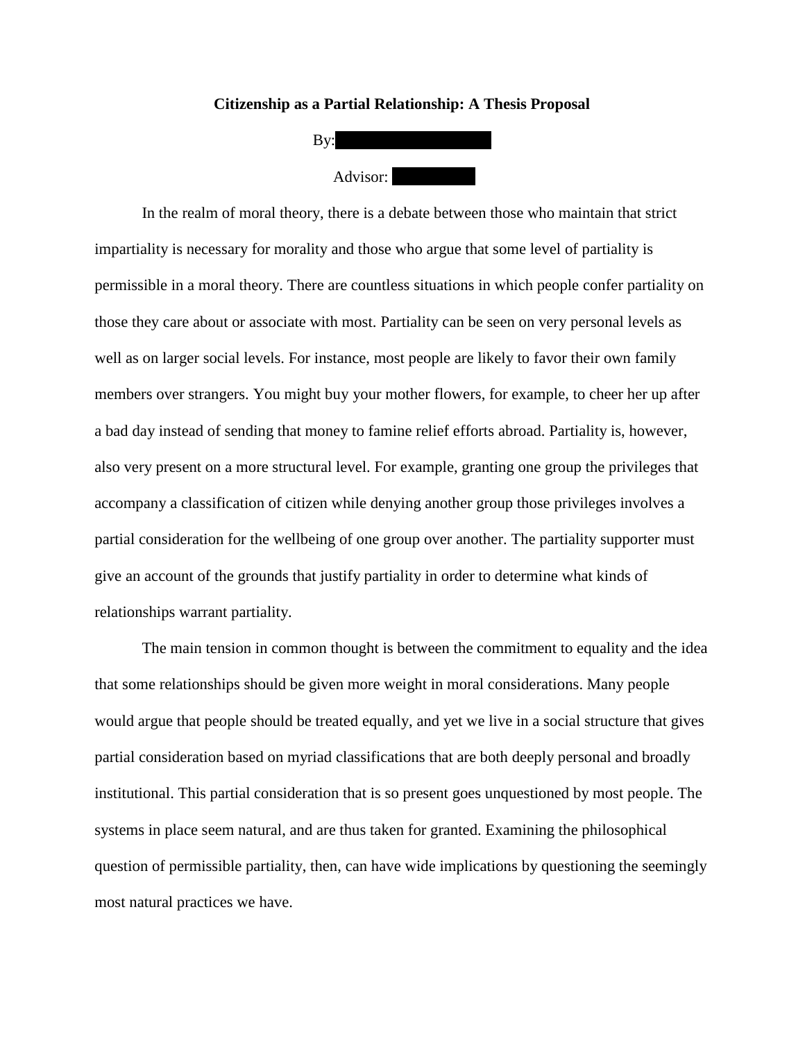# Citizenship as a Partial Relationship: A Thesis Proposal

By:

Advisor:

In the realm of moral theory, there is a debate between those who maintain that strict impartiality is necessary for morality and those who argue that some level of partiality is permissible in a moral theory. There are countless situations in which people confer partiality on those they care about or associate with most. Partiality can be seen on very personal levels as well as on larger social levels. For instance, most people are likely to favor their own family members over strangers. You might buy your mother flowers, for example, to cheer her up after a bad day instead of sending that money to famine relief efforts abroad. Partiality is, however, also very present on a more structural level. For example, granting one group the privileges that accompany a classification of citizen while denying another group those privileges involves a partial consideration for the wellbeing of one group over another. The partiality supporter must give an account of the grounds that justify partiality in order to determine what kinds of relationships warrant partiality.

The main tension in common thought is between the commitment to equality and the idea that some relationships should be given more weight in moral considerations. Many people would argue that people should be treated equally, and yet we live in a social structure that gives partial consideration based on myriad classifications that are both deeply personal and broadly institutional. This partial consideration that is so present goes unquestioned by most people. The systems in place seem natural, and are thus taken for granted. Examining the philosophical question of permissible partiality, then, can have wide implications by questioning the seemingly most natural practices we have.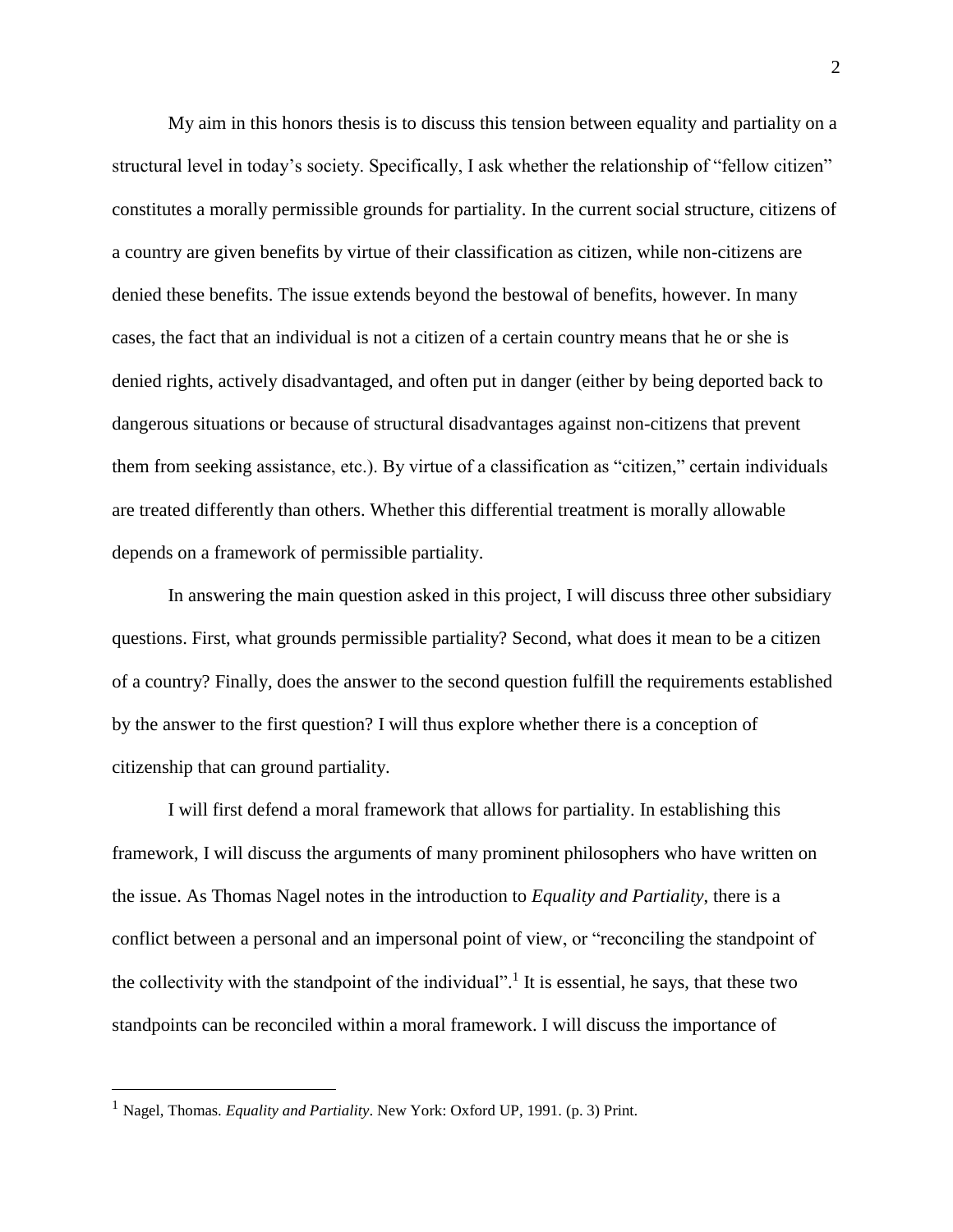My aim in this honors thesis is to discuss this tension between equality and partiality on a structural level in today's society. Specifically, I ask whether the relationship of "fellow citizen" constitutes a morally permissible grounds for partiality. In the current social structure, citizens of a country are given benefits by virtue of their classification as citizen, while non-citizens are denied these benefits. The issue extends beyond the bestowal of benefits, however. In many cases, the fact that an individual is not a citizen of a certain country means that he or she is denied rights, actively disadvantaged, and often put in danger (either by being deported back to dangerous situations or because of structural disadvantages against non-citizens that prevent them from seeking assistance, etc.). By virtue of a classification as "citizen," certain individuals are treated differently than others. Whether this differential treatment is morally allowable depends on a framework of permissible partiality.

In answering the main question asked in this project, I will discuss three other subsidiary questions. First, what grounds permissible partiality? Second, what does it mean to be a citizen of a country? Finally, does the answer to the second question fulfill the requirements established by the answer to the first question? I will thus explore whether there is a conception of citizenship that can ground partiality.

I will first defend a moral framework that allows for partiality. In establishing this framework, I will discuss the arguments of many prominent philosophers who have written on the issue. As Thomas Nagel notes in the introduction to *Equality and Partiality*, there is a conflict between a personal and an impersonal point of view, or "reconciling the standpoint of the collectivity with the standpoint of the individual".[1] It is essential, he says, that these two standpoints can be reconciled within a moral framework. I will discuss the importance of

---

[1] Nagel, Thomas. *Equality and Partiality*. New York: Oxford UP, 1991. (p. 3) Print.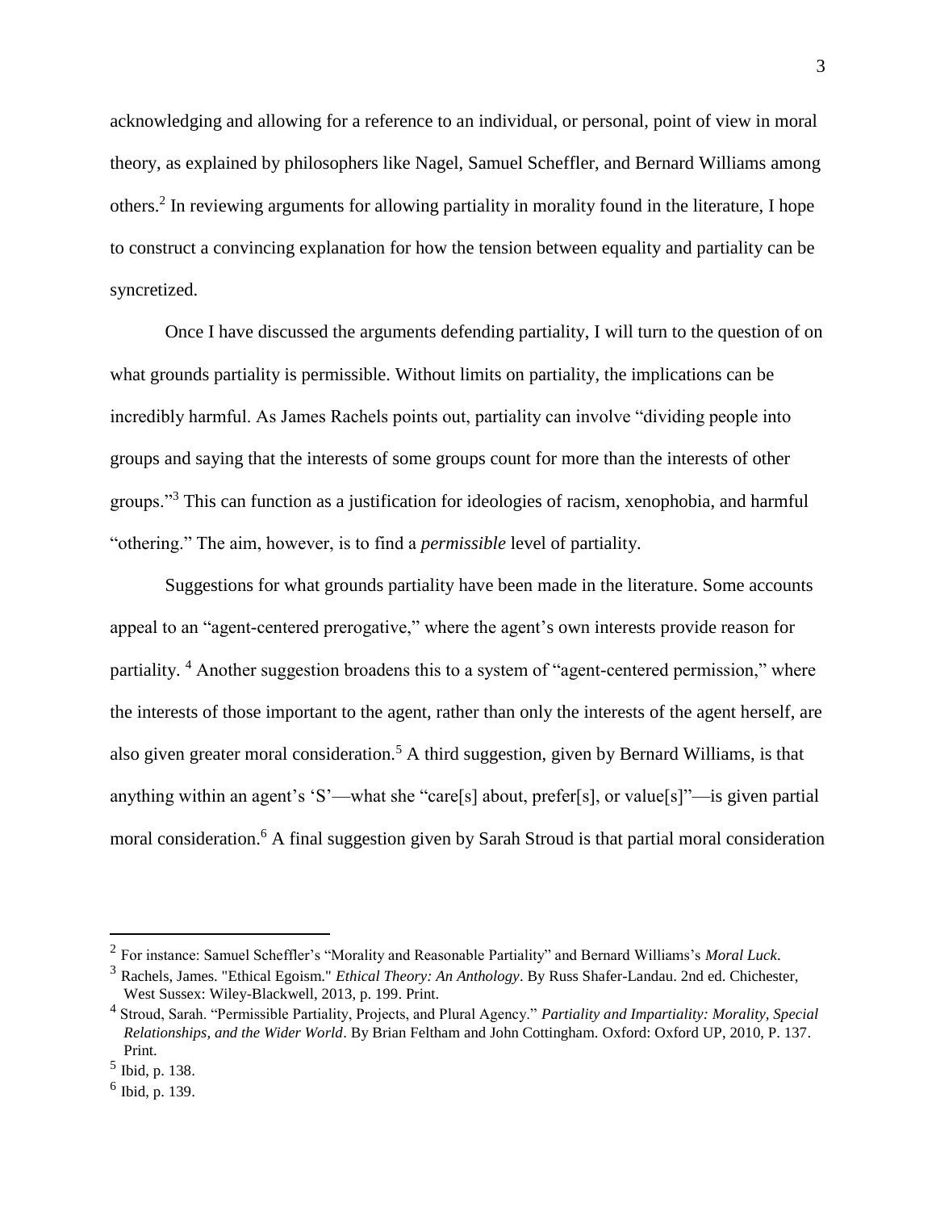acknowledging and allowing for a reference to an individual, or personal, point of view in moral theory, as explained by philosophers like Nagel, Samuel Scheffler, and Bernard Williams among others.[2] In reviewing arguments for allowing partiality in morality found in the literature, I hope to construct a convincing explanation for how the tension between equality and partiality can be syncretized.

Once I have discussed the arguments defending partiality, I will turn to the question of on what grounds partiality is permissible. Without limits on partiality, the implications can be incredibly harmful. As James Rachels points out, partiality can involve "dividing people into groups and saying that the interests of some groups count for more than the interests of other groups."[3] This can function as a justification for ideologies of racism, xenophobia, and harmful "othering." The aim, however, is to find a *permissible* level of partiality.

Suggestions for what grounds partiality have been made in the literature. Some accounts appeal to an "agent-centered prerogative," where the agent's own interests provide reason for partiality. [4] Another suggestion broadens this to a system of "agent-centered permission," where the interests of those important to the agent, rather than only the interests of the agent herself, are also given greater moral consideration.[5] A third suggestion, given by Bernard Williams, is that anything within an agent's 'S'—what she "care[s] about, prefer[s], or value[s]"—is given partial moral consideration.[6] A final suggestion given by Sarah Stroud is that partial moral consideration

---

[2] For instance: Samuel Scheffler's "Morality and Reasonable Partiality" and Bernard Williams's *Moral Luck*.

[3] Rachels, James. "Ethical Egoism." *Ethical Theory: An Anthology*. By Russ Shafer-Landau. 2nd ed. Chichester, West Sussex: Wiley-Blackwell, 2013, p. 199. Print.

[4] Stroud, Sarah. "Permissible Partiality, Projects, and Plural Agency." *Partiality and Impartiality: Morality, Special Relationships, and the Wider World*. By Brian Feltham and John Cottingham. Oxford: Oxford UP, 2010, P. 137. Print.

[5] Ibid, p. 138.

[6] Ibid, p. 139.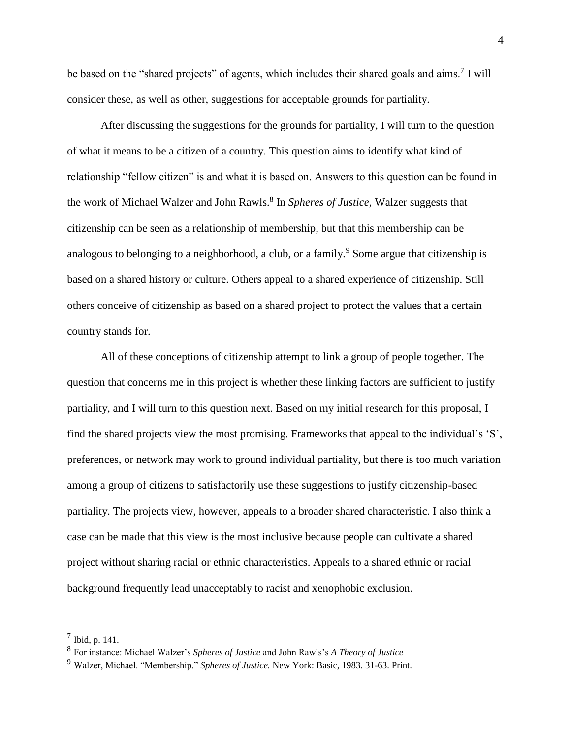be based on the "shared projects" of agents, which includes their shared goals and aims.[7] I will consider these, as well as other, suggestions for acceptable grounds for partiality.

After discussing the suggestions for the grounds for partiality, I will turn to the question of what it means to be a citizen of a country. This question aims to identify what kind of relationship "fellow citizen" is and what it is based on. Answers to this question can be found in the work of Michael Walzer and John Rawls.[8] In *Spheres of Justice*, Walzer suggests that citizenship can be seen as a relationship of membership, but that this membership can be analogous to belonging to a neighborhood, a club, or a family.[9] Some argue that citizenship is based on a shared history or culture. Others appeal to a shared experience of citizenship. Still others conceive of citizenship as based on a shared project to protect the values that a certain country stands for.

All of these conceptions of citizenship attempt to link a group of people together. The question that concerns me in this project is whether these linking factors are sufficient to justify partiality, and I will turn to this question next. Based on my initial research for this proposal, I find the shared projects view the most promising. Frameworks that appeal to the individual's 'S', preferences, or network may work to ground individual partiality, but there is too much variation among a group of citizens to satisfactorily use these suggestions to justify citizenship-based partiality. The projects view, however, appeals to a broader shared characteristic. I also think a case can be made that this view is the most inclusive because people can cultivate a shared project without sharing racial or ethnic characteristics. Appeals to a shared ethnic or racial background frequently lead unacceptably to racist and xenophobic exclusion.

---

[7] Ibid, p. 141.

[8] For instance: Michael Walzer's *Spheres of Justice* and John Rawls's *A Theory of Justice*

[9] Walzer, Michael. "Membership." *Spheres of Justice.* New York: Basic, 1983. 31-63. Print.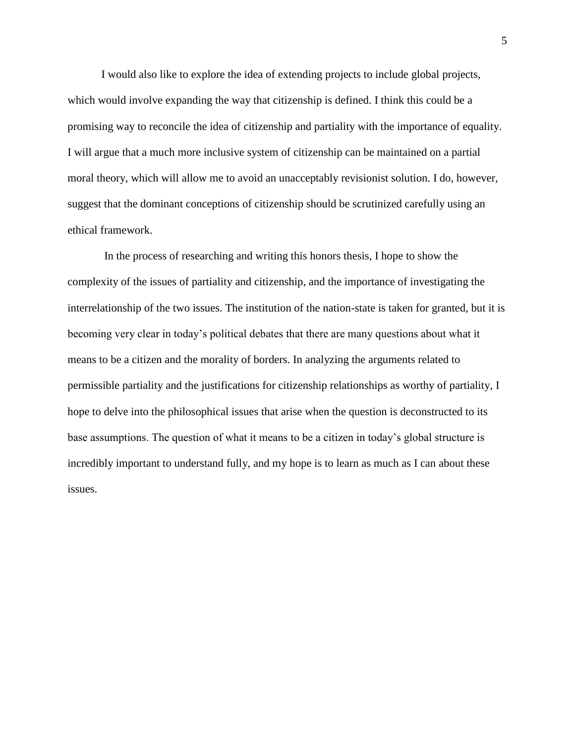I would also like to explore the idea of extending projects to include global projects, which would involve expanding the way that citizenship is defined. I think this could be a promising way to reconcile the idea of citizenship and partiality with the importance of equality. I will argue that a much more inclusive system of citizenship can be maintained on a partial moral theory, which will allow me to avoid an unacceptably revisionist solution. I do, however, suggest that the dominant conceptions of citizenship should be scrutinized carefully using an ethical framework.

In the process of researching and writing this honors thesis, I hope to show the complexity of the issues of partiality and citizenship, and the importance of investigating the interrelationship of the two issues. The institution of the nation-state is taken for granted, but it is becoming very clear in today's political debates that there are many questions about what it means to be a citizen and the morality of borders. In analyzing the arguments related to permissible partiality and the justifications for citizenship relationships as worthy of partiality, I hope to delve into the philosophical issues that arise when the question is deconstructed to its base assumptions. The question of what it means to be a citizen in today's global structure is incredibly important to understand fully, and my hope is to learn as much as I can about these issues.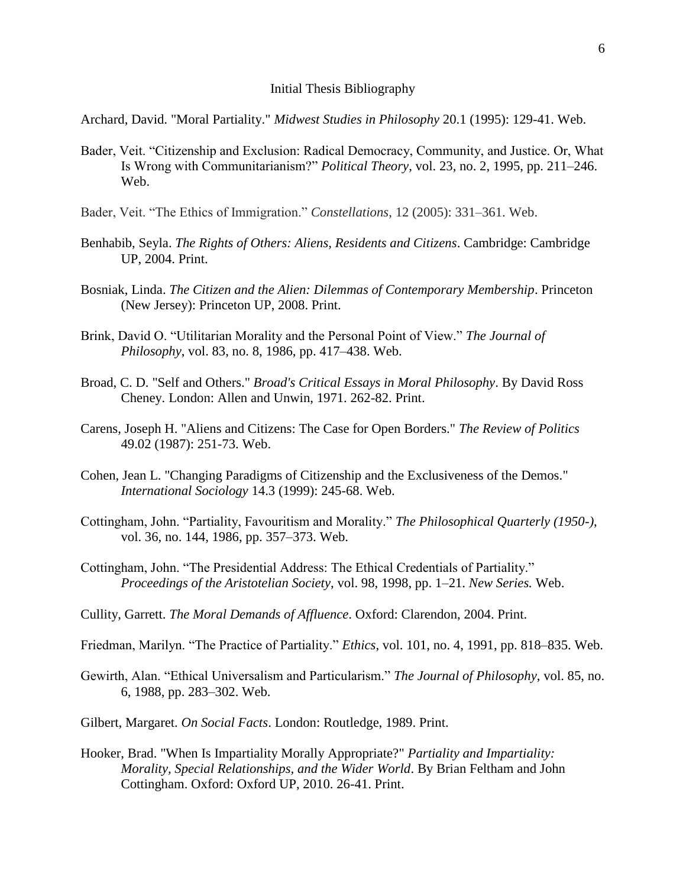# Initial Thesis Bibliography

Archard, David. "Moral Partiality." *Midwest Studies in Philosophy* 20.1 (1995): 129-41. Web.

Bader, Veit. "Citizenship and Exclusion: Radical Democracy, Community, and Justice. Or, What Is Wrong with Communitarianism?" *Political Theory*, vol. 23, no. 2, 1995, pp. 211–246. Web.

Bader, Veit. "The Ethics of Immigration." *Constellations*, 12 (2005): 331–361. Web.

Benhabib, Seyla. *The Rights of Others: Aliens, Residents and Citizens*. Cambridge: Cambridge UP, 2004. Print.

Bosniak, Linda. *The Citizen and the Alien: Dilemmas of Contemporary Membership*. Princeton (New Jersey): Princeton UP, 2008. Print.

Brink, David O. "Utilitarian Morality and the Personal Point of View." *The Journal of Philosophy*, vol. 83, no. 8, 1986, pp. 417–438. Web.

Broad, C. D. "Self and Others." *Broad's Critical Essays in Moral Philosophy*. By David Ross Cheney. London: Allen and Unwin, 1971. 262-82. Print.

Carens, Joseph H. "Aliens and Citizens: The Case for Open Borders." *The Review of Politics* 49.02 (1987): 251-73. Web.

Cohen, Jean L. "Changing Paradigms of Citizenship and the Exclusiveness of the Demos." *International Sociology* 14.3 (1999): 245-68. Web.

Cottingham, John. "Partiality, Favouritism and Morality." *The Philosophical Quarterly (1950-)*, vol. 36, no. 144, 1986, pp. 357–373. Web.

Cottingham, John. "The Presidential Address: The Ethical Credentials of Partiality." *Proceedings of the Aristotelian Society*, vol. 98, 1998, pp. 1–21. *New Series.* Web.

Cullity, Garrett. *The Moral Demands of Affluence*. Oxford: Clarendon, 2004. Print.

Friedman, Marilyn. "The Practice of Partiality." *Ethics*, vol. 101, no. 4, 1991, pp. 818–835. Web.

Gewirth, Alan. "Ethical Universalism and Particularism." *The Journal of Philosophy*, vol. 85, no. 6, 1988, pp. 283–302. Web.

Gilbert, Margaret. *On Social Facts*. London: Routledge, 1989. Print.

Hooker, Brad. "When Is Impartiality Morally Appropriate?" *Partiality and Impartiality: Morality, Special Relationships, and the Wider World*. By Brian Feltham and John Cottingham. Oxford: Oxford UP, 2010. 26-41. Print.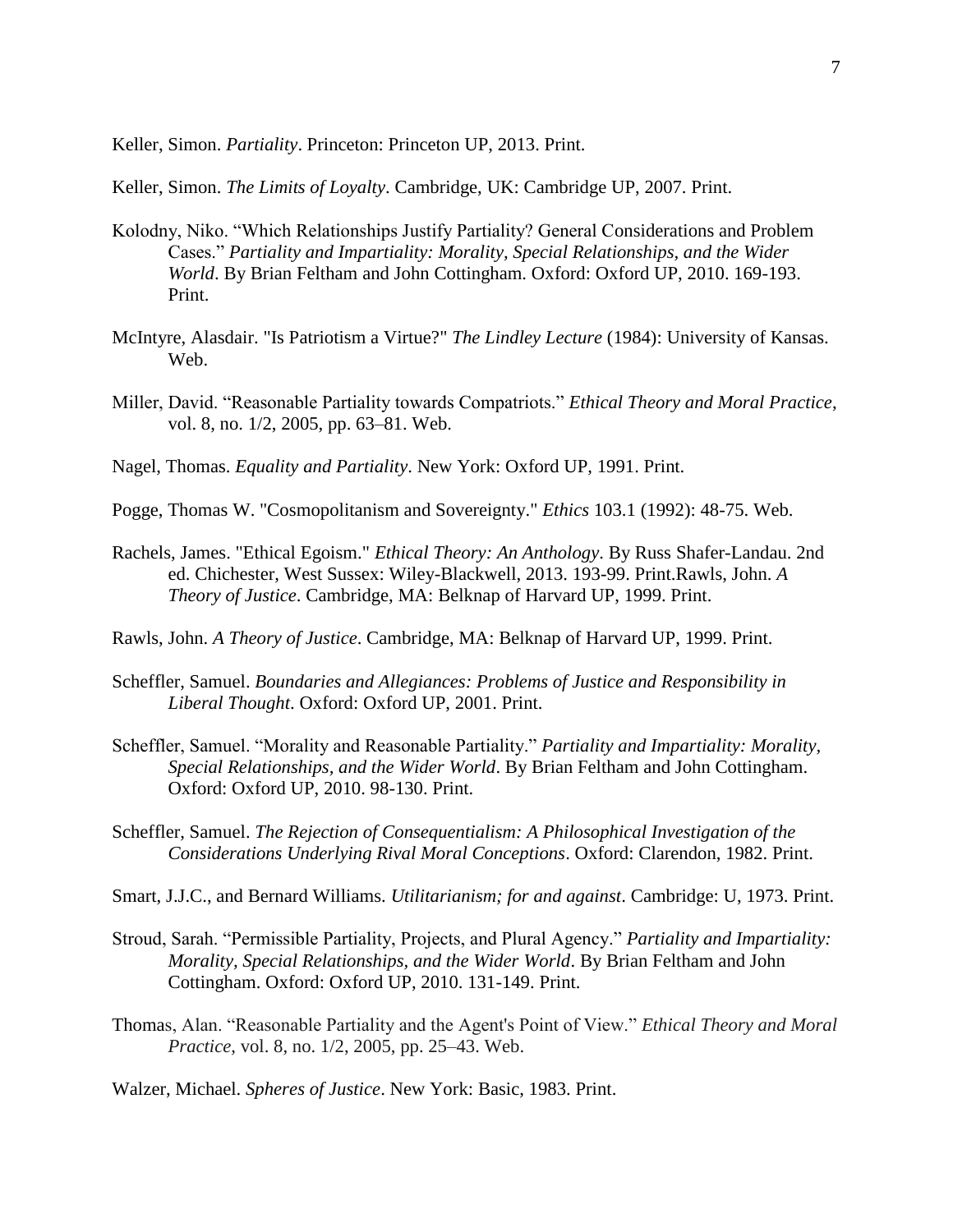Keller, Simon. *Partiality*. Princeton: Princeton UP, 2013. Print.

Keller, Simon. *The Limits of Loyalty*. Cambridge, UK: Cambridge UP, 2007. Print.

Kolodny, Niko. "Which Relationships Justify Partiality? General Considerations and Problem Cases." *Partiality and Impartiality: Morality, Special Relationships, and the Wider World*. By Brian Feltham and John Cottingham. Oxford: Oxford UP, 2010. 169-193. Print.

McIntyre, Alasdair. "Is Patriotism a Virtue?" *The Lindley Lecture* (1984): University of Kansas. Web.

Miller, David. "Reasonable Partiality towards Compatriots." *Ethical Theory and Moral Practice*, vol. 8, no. 1/2, 2005, pp. 63–81. Web.

Nagel, Thomas. *Equality and Partiality*. New York: Oxford UP, 1991. Print.

Pogge, Thomas W. "Cosmopolitanism and Sovereignty." *Ethics* 103.1 (1992): 48-75. Web.

Rachels, James. "Ethical Egoism." *Ethical Theory: An Anthology*. By Russ Shafer-Landau. 2nd ed. Chichester, West Sussex: Wiley-Blackwell, 2013. 193-99. Print.Rawls, John. *A Theory of Justice*. Cambridge, MA: Belknap of Harvard UP, 1999. Print.

Rawls, John. *A Theory of Justice*. Cambridge, MA: Belknap of Harvard UP, 1999. Print.

Scheffler, Samuel. *Boundaries and Allegiances: Problems of Justice and Responsibility in Liberal Thought*. Oxford: Oxford UP, 2001. Print.

Scheffler, Samuel. "Morality and Reasonable Partiality." *Partiality and Impartiality: Morality, Special Relationships, and the Wider World*. By Brian Feltham and John Cottingham. Oxford: Oxford UP, 2010. 98-130. Print.

Scheffler, Samuel. *The Rejection of Consequentialism: A Philosophical Investigation of the Considerations Underlying Rival Moral Conceptions*. Oxford: Clarendon, 1982. Print.

Smart, J.J.C., and Bernard Williams. *Utilitarianism; for and against*. Cambridge: U, 1973. Print.

Stroud, Sarah. "Permissible Partiality, Projects, and Plural Agency." *Partiality and Impartiality: Morality, Special Relationships, and the Wider World*. By Brian Feltham and John Cottingham. Oxford: Oxford UP, 2010. 131-149. Print.

Thomas, Alan. "Reasonable Partiality and the Agent's Point of View." *Ethical Theory and Moral Practice*, vol. 8, no. 1/2, 2005, pp. 25–43. Web.

Walzer, Michael. *Spheres of Justice*. New York: Basic, 1983. Print.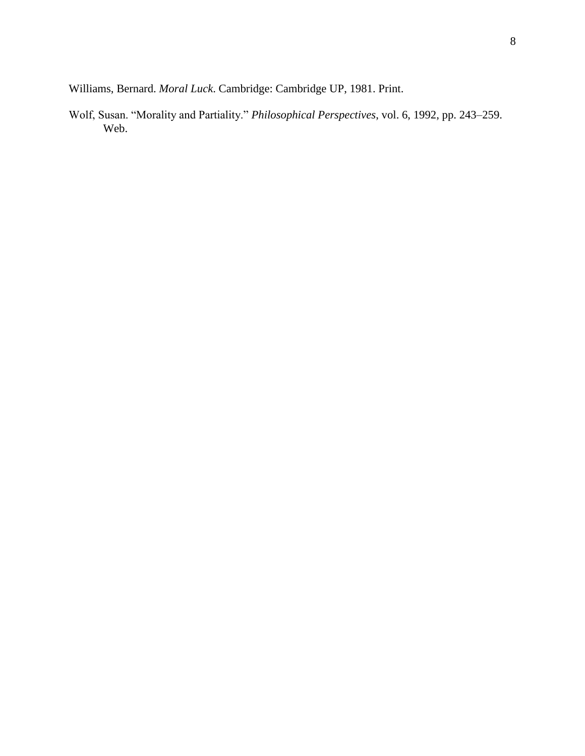Williams, Bernard. *Moral Luck*. Cambridge: Cambridge UP, 1981. Print.

Wolf, Susan. "Morality and Partiality." *Philosophical Perspectives*, vol. 6, 1992, pp. 243–259. Web.